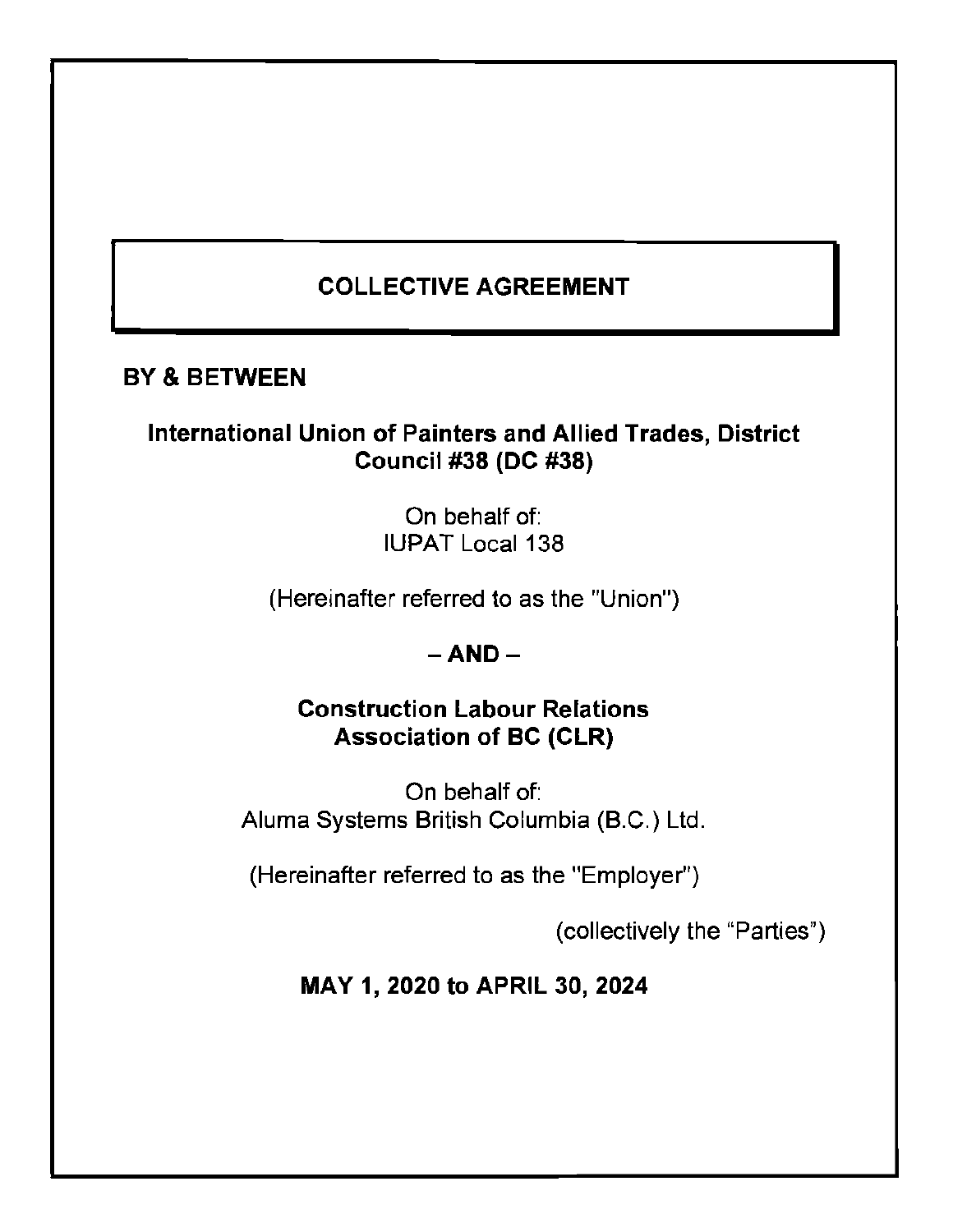# COLLECTIVE AGREEMENT

**BY & BETWEEN**

**International Union of Painters and Allied Trades, District Council #38 (DC #38)**

On behalf of:
IUPAT Local 138

(Hereinafter referred to as the "Union")

**– AND –**

**Construction Labour Relations Association of BC (CLR)**

On behalf of:
Aluma Systems British Columbia (B.C.) Ltd.

(Hereinafter referred to as the "Employer")

(collectively the "Parties")

**MAY 1, 2020 to APRIL 30, 2024**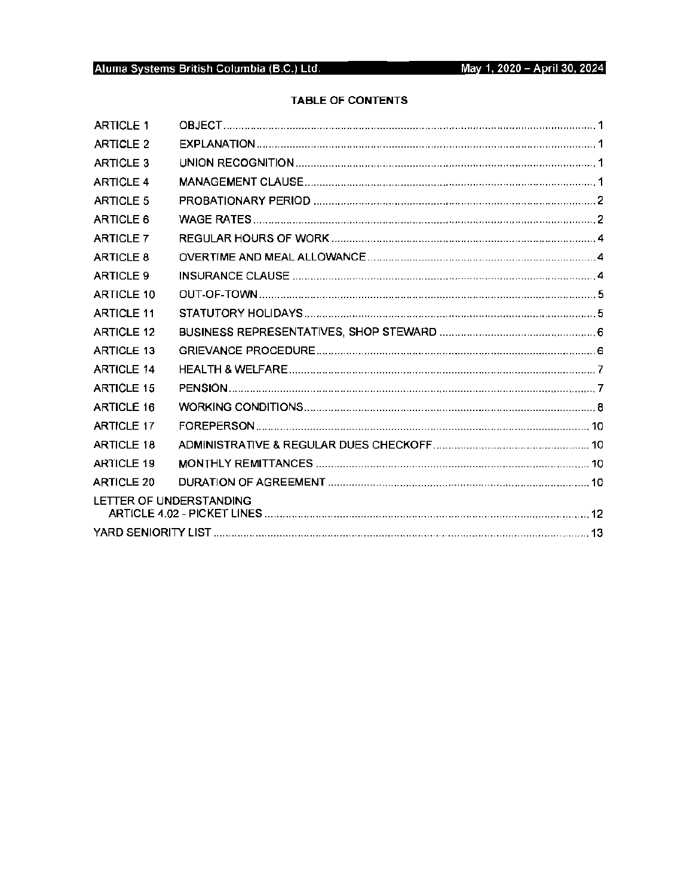## TABLE OF CONTENTS

| | | |
|---|---|---|
| ARTICLE 1 | OBJECT | 1 |
| ARTICLE 2 | EXPLANATION | 1 |
| ARTICLE 3 | UNION RECOGNITION | 1 |
| ARTICLE 4 | MANAGEMENT CLAUSE | 1 |
| ARTICLE 5 | PROBATIONARY PERIOD | 2 |
| ARTICLE 6 | WAGE RATES | 2 |
| ARTICLE 7 | REGULAR HOURS OF WORK | 4 |
| ARTICLE 8 | OVERTIME AND MEAL ALLOWANCE | 4 |
| ARTICLE 9 | INSURANCE CLAUSE | 4 |
| ARTICLE 10 | OUT-OF-TOWN | 5 |
| ARTICLE 11 | STATUTORY HOLIDAYS | 5 |
| ARTICLE 12 | BUSINESS REPRESENTATIVES, SHOP STEWARD | 6 |
| ARTICLE 13 | GRIEVANCE PROCEDURE | 6 |
| ARTICLE 14 | HEALTH & WELFARE | 7 |
| ARTICLE 15 | PENSION | 7 |
| ARTICLE 16 | WORKING CONDITIONS | 8 |
| ARTICLE 17 | FOREPERSON | 10 |
| ARTICLE 18 | ADMINISTRATIVE & REGULAR DUES CHECKOFF | 10 |
| ARTICLE 19 | MONTHLY REMITTANCES | 10 |
| ARTICLE 20 | DURATION OF AGREEMENT | 10 |
| LETTER OF UNDERSTANDING | ARTICLE 4.02 - PICKET LINES | 12 |
| YARD SENIORITY LIST | | 13 |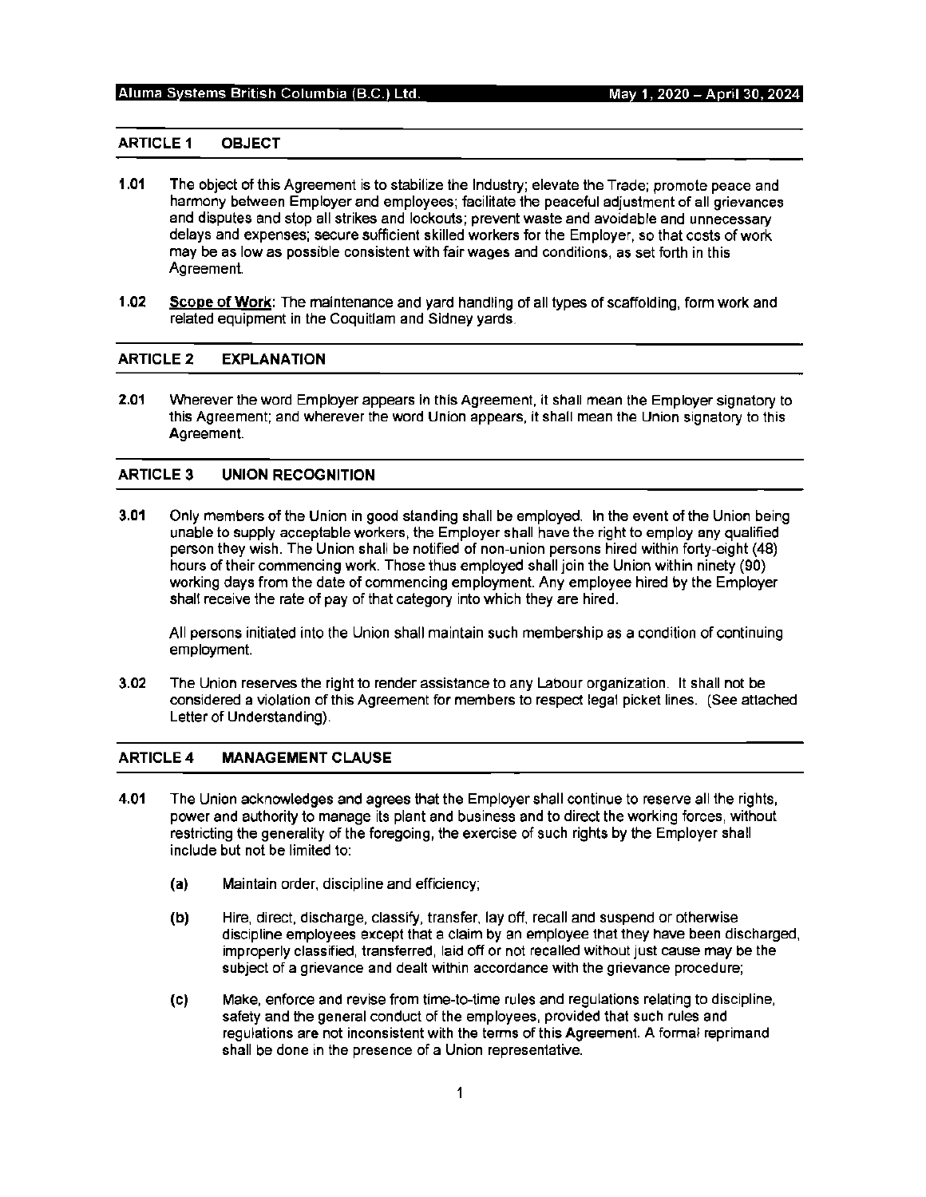## ARTICLE 1 OBJECT

**1.01** The object of this Agreement is to stabilize the Industry; elevate the Trade; promote peace and harmony between Employer and employees; facilitate the peaceful adjustment of all grievances and disputes and stop all strikes and lockouts; prevent waste and avoidable and unnecessary delays and expenses; secure sufficient skilled workers for the Employer, so that costs of work may be as low as possible consistent with fair wages and conditions, as set forth in this Agreement.

**1.02** **Scope of Work**: The maintenance and yard handling of all types of scaffolding, form work and related equipment in the Coquitlam and Sidney yards.

## ARTICLE 2 EXPLANATION

**2.01** Wherever the word Employer appears in this Agreement, it shall mean the Employer signatory to this Agreement; and wherever the word Union appears, it shall mean the Union signatory to this Agreement.

## ARTICLE 3 UNION RECOGNITION

**3.01** Only members of the Union in good standing shall be employed. In the event of the Union being unable to supply acceptable workers, the Employer shall have the right to employ any qualified person they wish. The Union shall be notified of non-union persons hired within forty-eight (48) hours of their commencing work. Those thus employed shall join the Union within ninety (90) working days from the date of commencing employment. Any employee hired by the Employer shall receive the rate of pay of that category into which they are hired.

All persons initiated into the Union shall maintain such membership as a condition of continuing employment.

**3.02** The Union reserves the right to render assistance to any Labour organization. It shall not be considered a violation of this Agreement for members to respect legal picket lines. (See attached Letter of Understanding).

## ARTICLE 4 MANAGEMENT CLAUSE

**4.01** The Union acknowledges and agrees that the Employer shall continue to reserve all the rights, power and authority to manage its plant and business and to direct the working forces, without restricting the generality of the foregoing, the exercise of such rights by the Employer shall include but not be limited to:

- **(a)** Maintain order, discipline and efficiency;
- **(b)** Hire, direct, discharge, classify, transfer, lay off, recall and suspend or otherwise discipline employees except that a claim by an employee that they have been discharged, improperly classified, transferred, laid off or not recalled without just cause may be the subject of a grievance and dealt within accordance with the grievance procedure;
- **(c)** Make, enforce and revise from time-to-time rules and regulations relating to discipline, safety and the general conduct of the employees, provided that such rules and regulations are not inconsistent with the terms of this Agreement. A formal reprimand shall be done in the presence of a Union representative.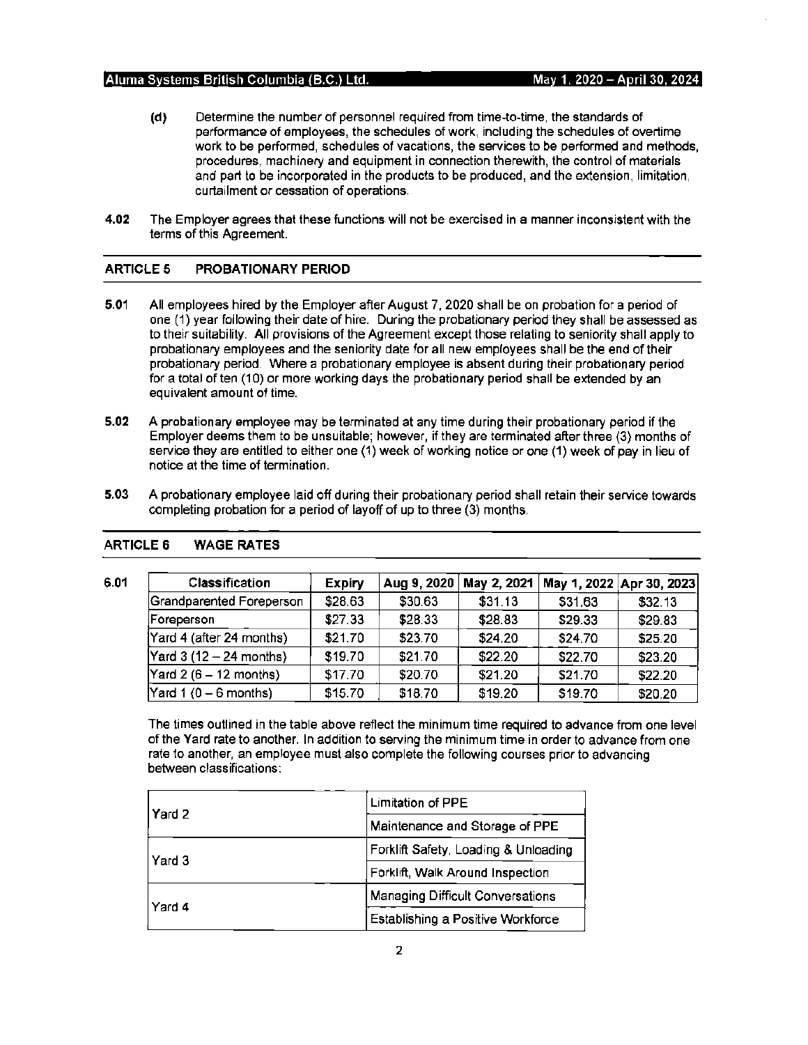**(d)** Determine the number of personnel required from time-to-time, the standards of performance of employees, the schedules of work, including the schedules of overtime work to be performed, schedules of vacations, the services to be performed and methods, procedures, machinery and equipment in connection therewith, the control of materials and part to be incorporated in the products to be produced, and the extension, limitation, curtailment or cessation of operations.

**4.02** The Employer agrees that these functions will not be exercised in a manner inconsistent with the terms of this Agreement.

## ARTICLE 5 PROBATIONARY PERIOD

**5.01** All employees hired by the Employer after August 7, 2020 shall be on probation for a period of one (1) year following their date of hire. During the probationary period they shall be assessed as to their suitability. All provisions of the Agreement except those relating to seniority shall apply to probationary employees and the seniority date for all new employees shall be the end of their probationary period. Where a probationary employee is absent during their probationary period for a total of ten (10) or more working days the probationary period shall be extended by an equivalent amount of time.

**5.02** A probationary employee may be terminated at any time during their probationary period if the Employer deems them to be unsuitable; however, if they are terminated after three (3) months of service they are entitled to either one (1) week of working notice or one (1) week of pay in lieu of notice at the time of termination.

**5.03** A probationary employee laid off during their probationary period shall retain their service towards completing probation for a period of layoff of up to three (3) months.

## ARTICLE 6 WAGE RATES

**6.01**

| Classification | Expiry | Aug 9, 2020 | May 2, 2021 | May 1, 2022 | Apr 30, 2023 |
|---|---|---|---|---|---|
| Grandparented Foreperson | $28.63 | $30.63 | $31.13 | $31.63 | $32.13 |
| Foreperson | $27.33 | $28.33 | $28.83 | $29.33 | $29.83 |
| Yard 4 (after 24 months) | $21.70 | $23.70 | $24.20 | $24.70 | $25.20 |
| Yard 3 (12 – 24 months) | $19.70 | $21.70 | $22.20 | $22.70 | $23.20 |
| Yard 2 (6 – 12 months) | $17.70 | $20.70 | $21.20 | $21.70 | $22.20 |
| Yard 1 (0 – 6 months) | $15.70 | $18.70 | $19.20 | $19.70 | $20.20 |

The times outlined in the table above reflect the minimum time required to advance from one level of the Yard rate to another. In addition to serving the minimum time in order to advance from one rate to another, an employee must also complete the following courses prior to advancing between classifications:

| | |
|---|---|
| Yard 2 | Limitation of PPE |
| | Maintenance and Storage of PPE |
| Yard 3 | Forklift Safety, Loading & Unloading |
| | Forklift, Walk Around Inspection |
| Yard 4 | Managing Difficult Conversations |
| | Establishing a Positive Workforce |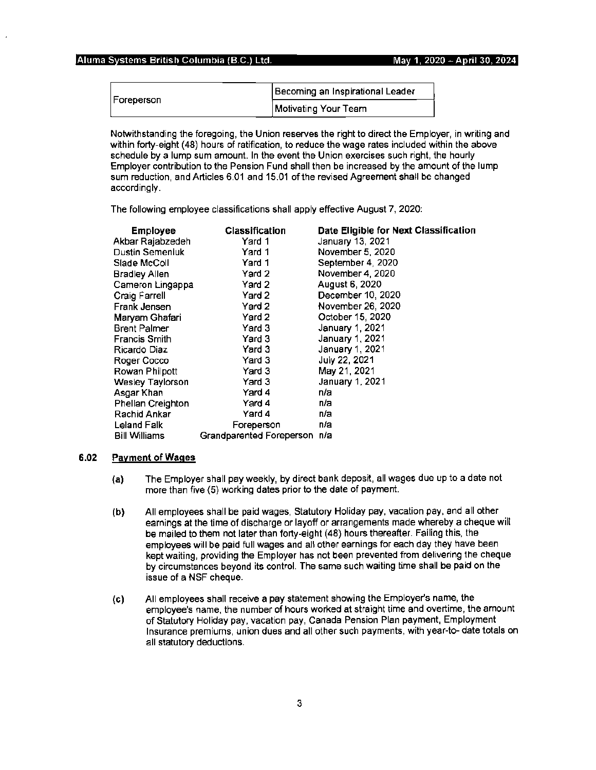| Foreperson | Becoming an Inspirational Leader |
| --- | --- |
| | Motivating Your Team |

Notwithstanding the foregoing, the Union reserves the right to direct the Employer, in writing and within forty-eight (48) hours of ratification, to reduce the wage rates included within the above schedule by a lump sum amount. In the event the Union exercises such right, the hourly Employer contribution to the Pension Fund shall then be increased by the amount of the lump sum reduction, and Articles 6.01 and 15.01 of the revised Agreement shall be changed accordingly.

The following employee classifications shall apply effective August 7, 2020:

| Employee | Classification | Date Eligible for Next Classification |
| --- | --- | --- |
| Akbar Rajabzedeh | Yard 1 | January 13, 2021 |
| Dustin Semeniuk | Yard 1 | November 5, 2020 |
| Slade McColl | Yard 1 | September 4, 2020 |
| Bradley Allen | Yard 2 | November 4, 2020 |
| Cameron Lingappa | Yard 2 | August 6, 2020 |
| Craig Farrell | Yard 2 | December 10, 2020 |
| Frank Jensen | Yard 2 | November 26, 2020 |
| Maryam Ghafari | Yard 2 | October 15, 2020 |
| Brent Palmer | Yard 3 | January 1, 2021 |
| Francis Smith | Yard 3 | January 1, 2021 |
| Ricardo Diaz | Yard 3 | January 1, 2021 |
| Roger Cocco | Yard 3 | July 22, 2021 |
| Rowan Philpott | Yard 3 | May 21, 2021 |
| Wesley Taylorson | Yard 3 | January 1, 2021 |
| Asgar Khan | Yard 4 | n/a |
| Phellan Creighton | Yard 4 | n/a |
| Rachid Ankar | Yard 4 | n/a |
| Leland Falk | Foreperson | n/a |
| Bill Williams | Grandparented Foreperson | n/a |

### 6.02 Payment of Wages

(a) The Employer shall pay weekly, by direct bank deposit, all wages due up to a date not more than five (5) working dates prior to the date of payment.

(b) All employees shall be paid wages, Statutory Holiday pay, vacation pay, and all other earnings at the time of discharge or layoff or arrangements made whereby a cheque will be mailed to them not later than forty-eight (48) hours thereafter. Failing this, the employees will be paid full wages and all other earnings for each day they have been kept waiting, providing the Employer has not been prevented from delivering the cheque by circumstances beyond its control. The same such waiting time shall be paid on the issue of a NSF cheque.

(c) All employees shall receive a pay statement showing the Employer's name, the employee's name, the number of hours worked at straight time and overtime, the amount of Statutory Holiday pay, vacation pay, Canada Pension Plan payment, Employment Insurance premiums, union dues and all other such payments, with year-to- date totals on all statutory deductions.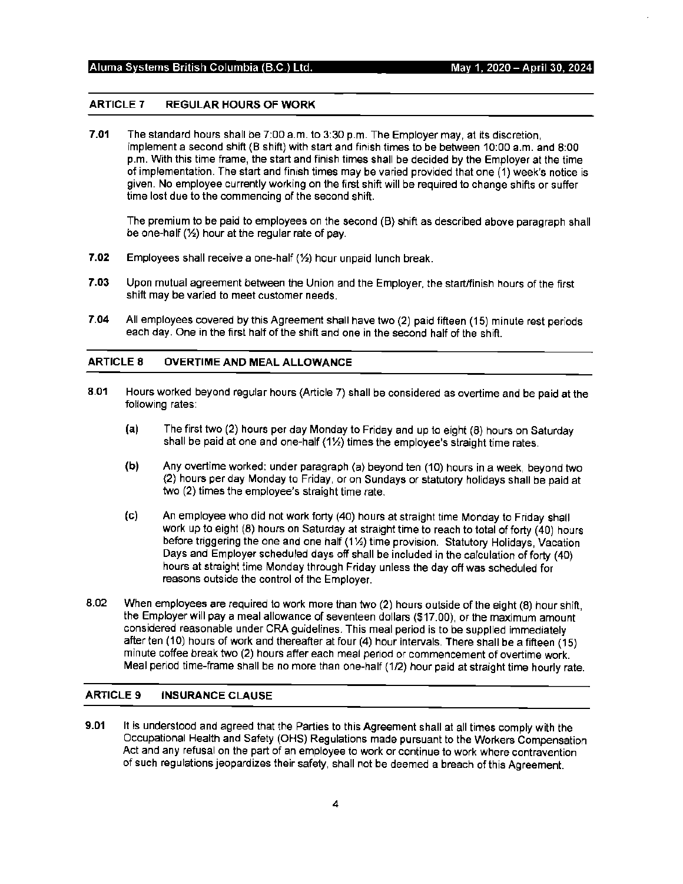## ARTICLE 7 REGULAR HOURS OF WORK

**7.01** The standard hours shall be 7:00 a.m. to 3:30 p.m. The Employer may, at its discretion, implement a second shift (B shift) with start and finish times to be between 10:00 a.m. and 8:00 p.m. With this time frame, the start and finish times shall be decided by the Employer at the time of implementation. The start and finish times may be varied provided that one (1) week's notice is given. No employee currently working on the first shift will be required to change shifts or suffer time lost due to the commencing of the second shift.

The premium to be paid to employees on the second (B) shift as described above paragraph shall be one-half (½) hour at the regular rate of pay.

**7.02** Employees shall receive a one-half (½) hour unpaid lunch break.

**7.03** Upon mutual agreement between the Union and the Employer, the start/finish hours of the first shift may be varied to meet customer needs.

**7.04** All employees covered by this Agreement shall have two (2) paid fifteen (15) minute rest periods each day. One in the first half of the shift and one in the second half of the shift.

## ARTICLE 8 OVERTIME AND MEAL ALLOWANCE

8.01 Hours worked beyond regular hours (Article 7) shall be considered as overtime and be paid at the following rates:

- **(a)** The first two (2) hours per day Monday to Friday and up to eight (8) hours on Saturday shall be paid at one and one-half (1½) times the employee's straight time rates.

- **(b)** Any overtime worked: under paragraph (a) beyond ten (10) hours in a week, beyond two (2) hours per day Monday to Friday, or on Sundays or statutory holidays shall be paid at two (2) times the employee's straight time rate.

- **(c)** An employee who did not work forty (40) hours at straight time Monday to Friday shall work up to eight (8) hours on Saturday at straight time to reach to total of forty (40) hours before triggering the one and one half (1½) time provision. Statutory Holidays, Vacation Days and Employer scheduled days off shall be included in the calculation of forty (40) hours at straight time Monday through Friday unless the day off was scheduled for reasons outside the control of the Employer.

8.02 When employees are required to work more than two (2) hours outside of the eight (8) hour shift, the Employer will pay a meal allowance of seventeen dollars ($17.00), or the maximum amount considered reasonable under CRA guidelines. This meal period is to be supplied immediately after ten (10) hours of work and thereafter at four (4) hour intervals. There shall be a fifteen (15) minute coffee break two (2) hours after each meal period or commencement of overtime work. Meal period time-frame shall be no more than one-half (1/2) hour paid at straight time hourly rate.

## ARTICLE 9 INSURANCE CLAUSE

**9.01** It is understood and agreed that the Parties to this Agreement shall at all times comply with the Occupational Health and Safety (OHS) Regulations made pursuant to the Workers Compensation Act and any refusal on the part of an employee to work or continue to work where contravention of such regulations jeopardizes their safety, shall not be deemed a breach of this Agreement.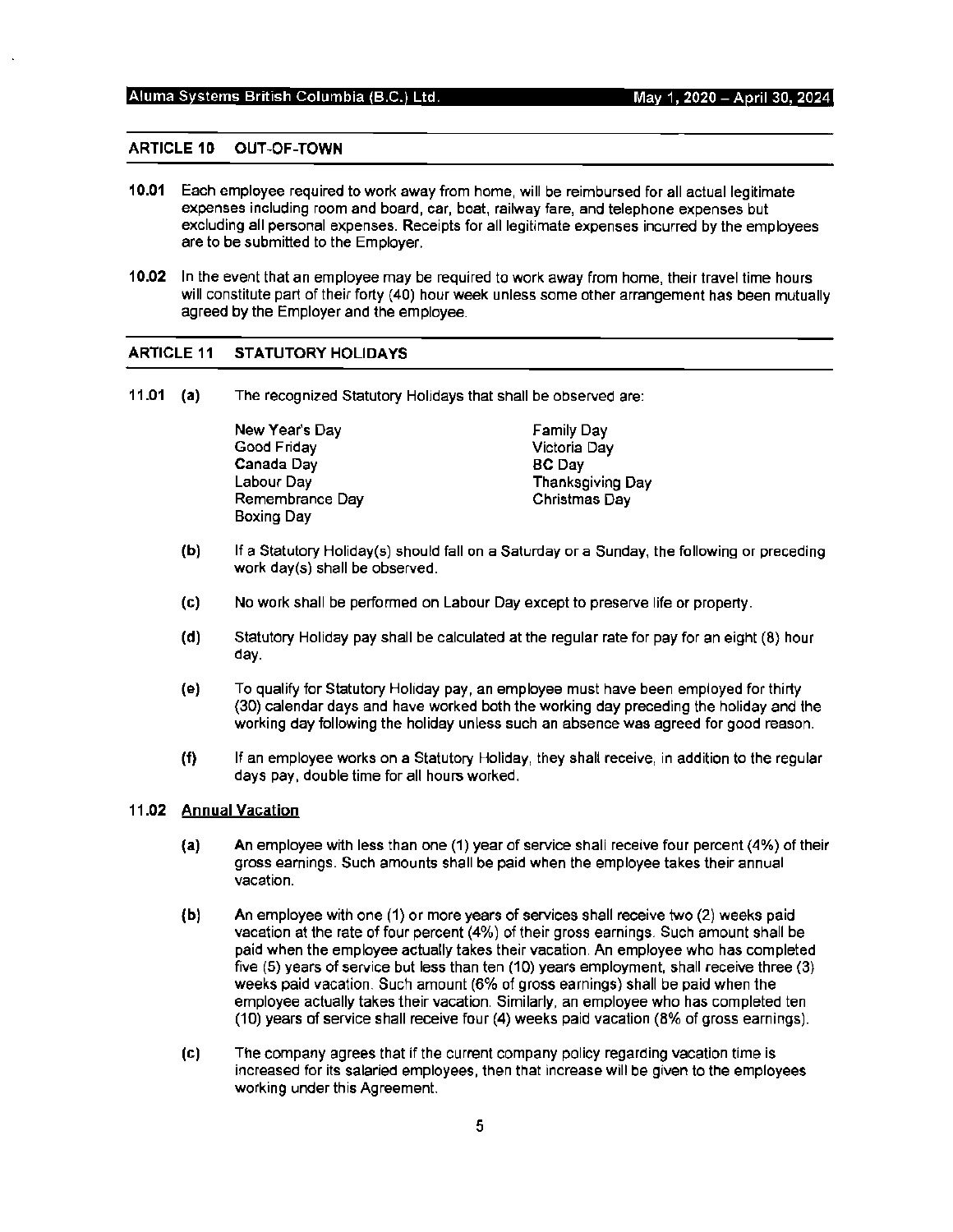## ARTICLE 10 OUT-OF-TOWN

**10.01** Each employee required to work away from home, will be reimbursed for all actual legitimate expenses including room and board, car, boat, railway fare, and telephone expenses but excluding all personal expenses. Receipts for all legitimate expenses incurred by the employees are to be submitted to the Employer.

**10.02** In the event that an employee may be required to work away from home, their travel time hours will constitute part of their forty (40) hour week unless some other arrangement has been mutually agreed by the Employer and the employee.

## ARTICLE 11 STATUTORY HOLIDAYS

**11.01** **(a)** The recognized Statutory Holidays that shall be observed are:

| | |
|---|---|
| New Year's Day | Family Day |
| Good Friday | Victoria Day |
| Canada Day | BC Day |
| Labour Day | Thanksgiving Day |
| Remembrance Day | Christmas Day |
| Boxing Day | |

**(b)** If a Statutory Holiday(s) should fall on a Saturday or a Sunday, the following or preceding work day(s) shall be observed.

**(c)** No work shall be performed on Labour Day except to preserve life or property.

**(d)** Statutory Holiday pay shall be calculated at the regular rate for pay for an eight (8) hour day.

**(e)** To qualify for Statutory Holiday pay, an employee must have been employed for thirty (30) calendar days and have worked both the working day preceding the holiday and the working day following the holiday unless such an absence was agreed for good reason.

**(f)** If an employee works on a Statutory Holiday, they shall receive, in addition to the regular days pay, double time for all hours worked.

**11.02** <u>Annual Vacation</u>

**(a)** An employee with less than one (1) year of service shall receive four percent (4%) of their gross earnings. Such amounts shall be paid when the employee takes their annual vacation.

**(b)** An employee with one (1) or more years of services shall receive two (2) weeks paid vacation at the rate of four percent (4%) of their gross earnings. Such amount shall be paid when the employee actually takes their vacation. An employee who has completed five (5) years of service but less than ten (10) years employment, shall receive three (3) weeks paid vacation. Such amount (6% of gross earnings) shall be paid when the employee actually takes their vacation. Similarly, an employee who has completed ten (10) years of service shall receive four (4) weeks paid vacation (8% of gross earnings).

**(c)** The company agrees that if the current company policy regarding vacation time is increased for its salaried employees, then that increase will be given to the employees working under this Agreement.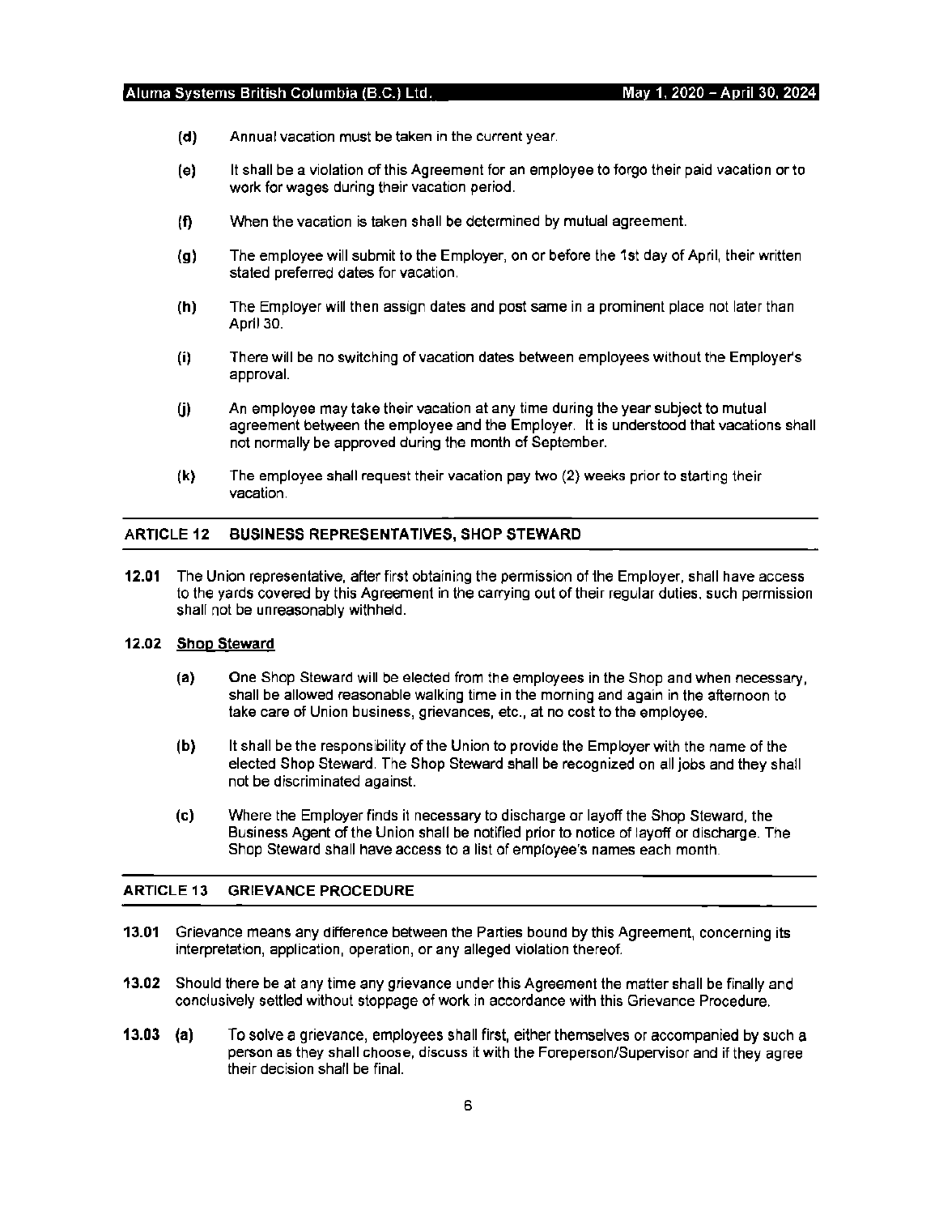(d) Annual vacation must be taken in the current year.

(e) It shall be a violation of this Agreement for an employee to forgo their paid vacation or to work for wages during their vacation period.

(f) When the vacation is taken shall be determined by mutual agreement.

(g) The employee will submit to the Employer, on or before the 1st day of April, their written stated preferred dates for vacation.

(h) The Employer will then assign dates and post same in a prominent place not later than April 30.

(i) There will be no switching of vacation dates between employees without the Employer's approval.

(j) An employee may take their vacation at any time during the year subject to mutual agreement between the employee and the Employer. It is understood that vacations shall not normally be approved during the month of September.

(k) The employee shall request their vacation pay two (2) weeks prior to starting their vacation.

## ARTICLE 12 BUSINESS REPRESENTATIVES, SHOP STEWARD

**12.01** The Union representative, after first obtaining the permission of the Employer, shall have access to the yards covered by this Agreement in the carrying out of their regular duties, such permission shall not be unreasonably withheld.

**12.02** **Shop Steward**

(a) One Shop Steward will be elected from the employees in the Shop and when necessary, shall be allowed reasonable walking time in the morning and again in the afternoon to take care of Union business, grievances, etc., at no cost to the employee.

(b) It shall be the responsibility of the Union to provide the Employer with the name of the elected Shop Steward. The Shop Steward shall be recognized on all jobs and they shall not be discriminated against.

(c) Where the Employer finds it necessary to discharge or layoff the Shop Steward, the Business Agent of the Union shall be notified prior to notice of layoff or discharge. The Shop Steward shall have access to a list of employee's names each month.

## ARTICLE 13 GRIEVANCE PROCEDURE

**13.01** Grievance means any difference between the Parties bound by this Agreement, concerning its interpretation, application, operation, or any alleged violation thereof.

**13.02** Should there be at any time any grievance under this Agreement the matter shall be finally and conclusively settled without stoppage of work in accordance with this Grievance Procedure.

**13.03** (a) To solve a grievance, employees shall first, either themselves or accompanied by such a person as they shall choose, discuss it with the Foreperson/Supervisor and if they agree their decision shall be final.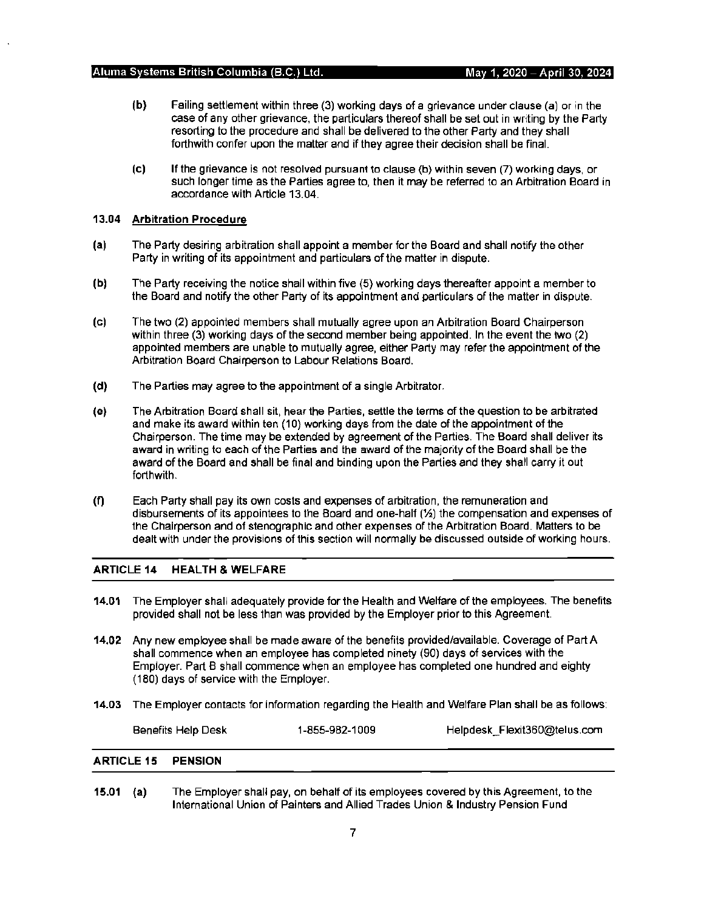(b) Failing settlement within three (3) working days of a grievance under clause (a) or in the case of any other grievance, the particulars thereof shall be set out in writing by the Party resorting to the procedure and shall be delivered to the other Party and they shall forthwith confer upon the matter and if they agree their decision shall be final.

(c) If the grievance is not resolved pursuant to clause (b) within seven (7) working days, or such longer time as the Parties agree to, then it may be referred to an Arbitration Board in accordance with Article 13.04.

### 13.04 Arbitration Procedure

(a) The Party desiring arbitration shall appoint a member for the Board and shall notify the other Party in writing of its appointment and particulars of the matter in dispute.

(b) The Party receiving the notice shall within five (5) working days thereafter appoint a member to the Board and notify the other Party of its appointment and particulars of the matter in dispute.

(c) The two (2) appointed members shall mutually agree upon an Arbitration Board Chairperson within three (3) working days of the second member being appointed. In the event the two (2) appointed members are unable to mutually agree, either Party may refer the appointment of the Arbitration Board Chairperson to Labour Relations Board.

(d) The Parties may agree to the appointment of a single Arbitrator.

(e) The Arbitration Board shall sit, hear the Parties, settle the terms of the question to be arbitrated and make its award within ten (10) working days from the date of the appointment of the Chairperson. The time may be extended by agreement of the Parties. The Board shall deliver its award in writing to each of the Parties and the award of the majority of the Board shall be the award of the Board and shall be final and binding upon the Parties and they shall carry it out forthwith.

(f) Each Party shall pay its own costs and expenses of arbitration, the remuneration and disbursements of its appointees to the Board and one-half (½) the compensation and expenses of the Chairperson and of stenographic and other expenses of the Arbitration Board. Matters to be dealt with under the provisions of this section will normally be discussed outside of working hours.

## ARTICLE 14 HEALTH & WELFARE

**14.01** The Employer shall adequately provide for the Health and Welfare of the employees. The benefits provided shall not be less than was provided by the Employer prior to this Agreement.

**14.02** Any new employee shall be made aware of the benefits provided/available. Coverage of Part A shall commence when an employee has completed ninety (90) days of services with the Employer. Part B shall commence when an employee has completed one hundred and eighty (180) days of service with the Employer.

**14.03** The Employer contacts for information regarding the Health and Welfare Plan shall be as follows:

| Benefits Help Desk | 1-855-982-1009 | Helpdesk_Flexit360@telus.com |
|---|---|---|

## ARTICLE 15 PENSION

**15.01** (a) The Employer shall pay, on behalf of its employees covered by this Agreement, to the International Union of Painters and Allied Trades Union & Industry Pension Fund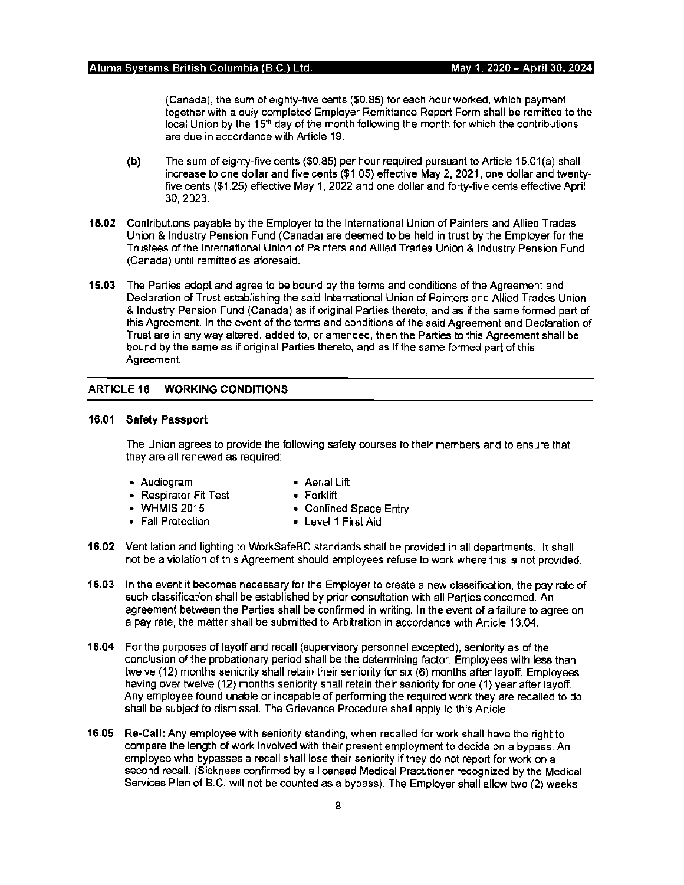(Canada), the sum of eighty-five cents ($0.85) for each hour worked, which payment together with a duly completed Employer Remittance Report Form shall be remitted to the local Union by the 15th day of the month following the month for which the contributions are due in accordance with Article 19.

**(b)** The sum of eighty-five cents ($0.85) per hour required pursuant to Article 15.01(a) shall increase to one dollar and five cents ($1.05) effective May 2, 2021, one dollar and twenty-five cents ($1.25) effective May 1, 2022 and one dollar and forty-five cents effective April 30, 2023.

**15.02** Contributions payable by the Employer to the International Union of Painters and Allied Trades Union & Industry Pension Fund (Canada) are deemed to be held in trust by the Employer for the Trustees of the International Union of Painters and Allied Trades Union & Industry Pension Fund (Canada) until remitted as aforesaid.

**15.03** The Parties adopt and agree to be bound by the terms and conditions of the Agreement and Declaration of Trust establishing the said International Union of Painters and Allied Trades Union & Industry Pension Fund (Canada) as if original Parties thereto, and as if the same formed part of this Agreement. In the event of the terms and conditions of the said Agreement and Declaration of Trust are in any way altered, added to, or amended, then the Parties to this Agreement shall be bound by the same as if original Parties thereto, and as if the same formed part of this Agreement.

## ARTICLE 16 WORKING CONDITIONS

### 16.01 Safety Passport

The Union agrees to provide the following safety courses to their members and to ensure that they are all renewed as required:

- Audiogram
- Respirator Fit Test
- WHMIS 2015
- Fall Protection
- Aerial Lift
- Forklift
- Confined Space Entry
- Level 1 First Aid

**16.02** Ventilation and lighting to WorkSafeBC standards shall be provided in all departments. It shall not be a violation of this Agreement should employees refuse to work where this is not provided.

**16.03** In the event it becomes necessary for the Employer to create a new classification, the pay rate of such classification shall be established by prior consultation with all Parties concerned. An agreement between the Parties shall be confirmed in writing. In the event of a failure to agree on a pay rate, the matter shall be submitted to Arbitration in accordance with Article 13.04.

**16.04** For the purposes of layoff and recall (supervisory personnel excepted), seniority as of the conclusion of the probationary period shall be the determining factor. Employees with less than twelve (12) months seniority shall retain their seniority for six (6) months after layoff. Employees having over twelve (12) months seniority shall retain their seniority for one (1) year after layoff. Any employee found unable or incapable of performing the required work they are recalled to do shall be subject to dismissal. The Grievance Procedure shall apply to this Article.

**16.05** **Re-Call:** Any employee with seniority standing, when recalled for work shall have the right to compare the length of work involved with their present employment to decide on a bypass. An employee who bypasses a recall shall lose their seniority if they do not report for work on a second recall. (Sickness confirmed by a licensed Medical Practitioner recognized by the Medical Services Plan of B.C. will not be counted as a bypass). The Employer shall allow two (2) weeks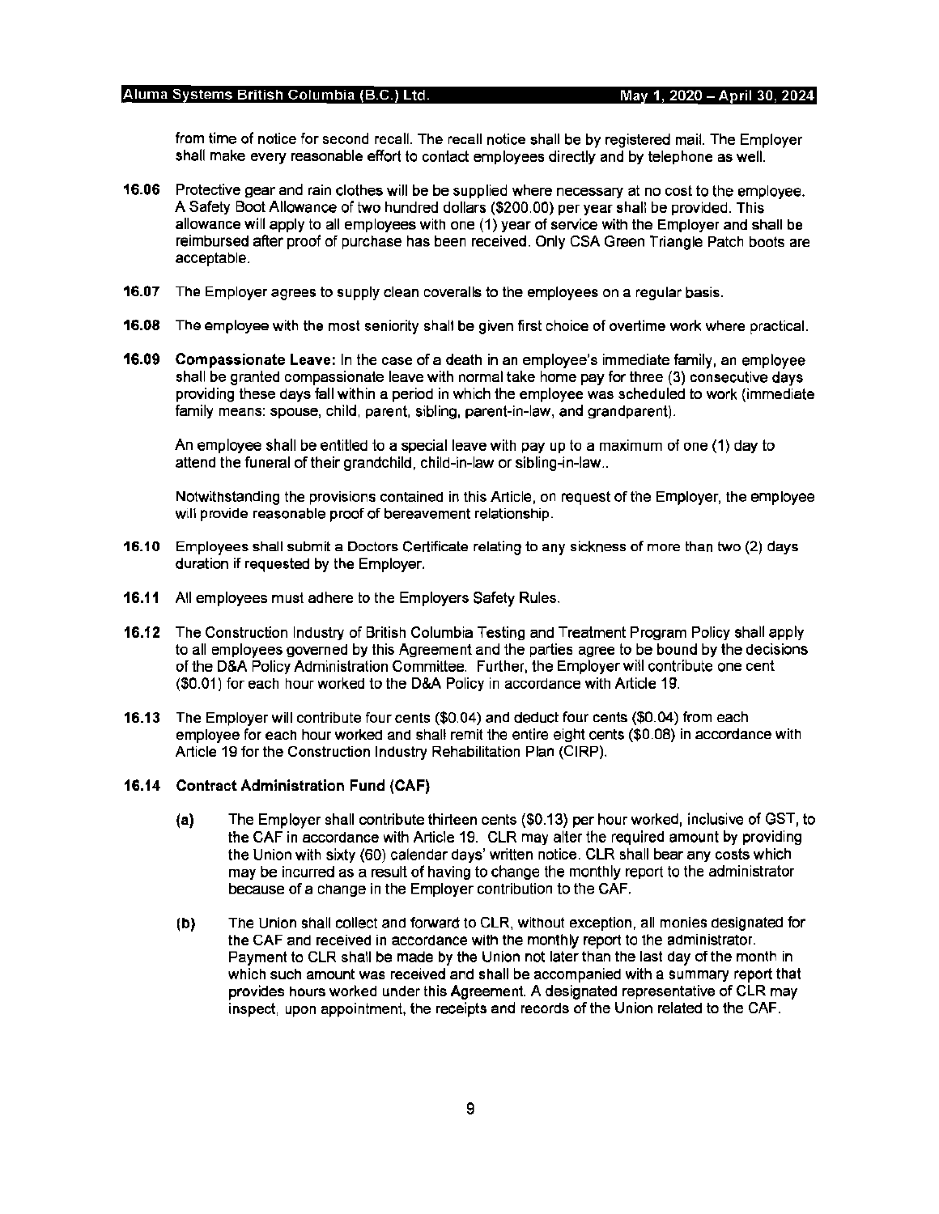from time of notice for second recall. The recall notice shall be by registered mail. The Employer shall make every reasonable effort to contact employees directly and by telephone as well.

**16.06** Protective gear and rain clothes will be be supplied where necessary at no cost to the employee. A Safety Boot Allowance of two hundred dollars ($200.00) per year shall be provided. This allowance will apply to all employees with one (1) year of service with the Employer and shall be reimbursed after proof of purchase has been received. Only CSA Green Triangle Patch boots are acceptable.

**16.07** The Employer agrees to supply clean coveralls to the employees on a regular basis.

**16.08** The employee with the most seniority shall be given first choice of overtime work where practical.

**16.09** **Compassionate Leave:** In the case of a death in an employee's immediate family, an employee shall be granted compassionate leave with normal take home pay for three (3) consecutive days providing these days fall within a period in which the employee was scheduled to work (immediate family means: spouse, child, parent, sibling, parent-in-law, and grandparent).

An employee shall be entitled to a special leave with pay up to a maximum of one (1) day to attend the funeral of their grandchild, child-in-law or sibling-in-law..

Notwithstanding the provisions contained in this Article, on request of the Employer, the employee will provide reasonable proof of bereavement relationship.

**16.10** Employees shall submit a Doctors Certificate relating to any sickness of more than two (2) days duration if requested by the Employer.

**16.11** All employees must adhere to the Employers Safety Rules.

**16.12** The Construction Industry of British Columbia Testing and Treatment Program Policy shall apply to all employees governed by this Agreement and the parties agree to be bound by the decisions of the D&A Policy Administration Committee. Further, the Employer will contribute one cent ($0.01) for each hour worked to the D&A Policy in accordance with Article 19.

**16.13** The Employer will contribute four cents ($0.04) and deduct four cents ($0.04) from each employee for each hour worked and shall remit the entire eight cents ($0.08) in accordance with Article 19 for the Construction Industry Rehabilitation Plan (CIRP).

**16.14 Contract Administration Fund (CAF)**

**(a)** The Employer shall contribute thirteen cents ($0.13) per hour worked, inclusive of GST, to the CAF in accordance with Article 19. CLR may alter the required amount by providing the Union with sixty (60) calendar days' written notice. CLR shall bear any costs which may be incurred as a result of having to change the monthly report to the administrator because of a change in the Employer contribution to the CAF.

**(b)** The Union shall collect and forward to CLR, without exception, all monies designated for the CAF and received in accordance with the monthly report to the administrator. Payment to CLR shall be made by the Union not later than the last day of the month in which such amount was received and shall be accompanied with a summary report that provides hours worked under this Agreement. A designated representative of CLR may inspect, upon appointment, the receipts and records of the Union related to the CAF.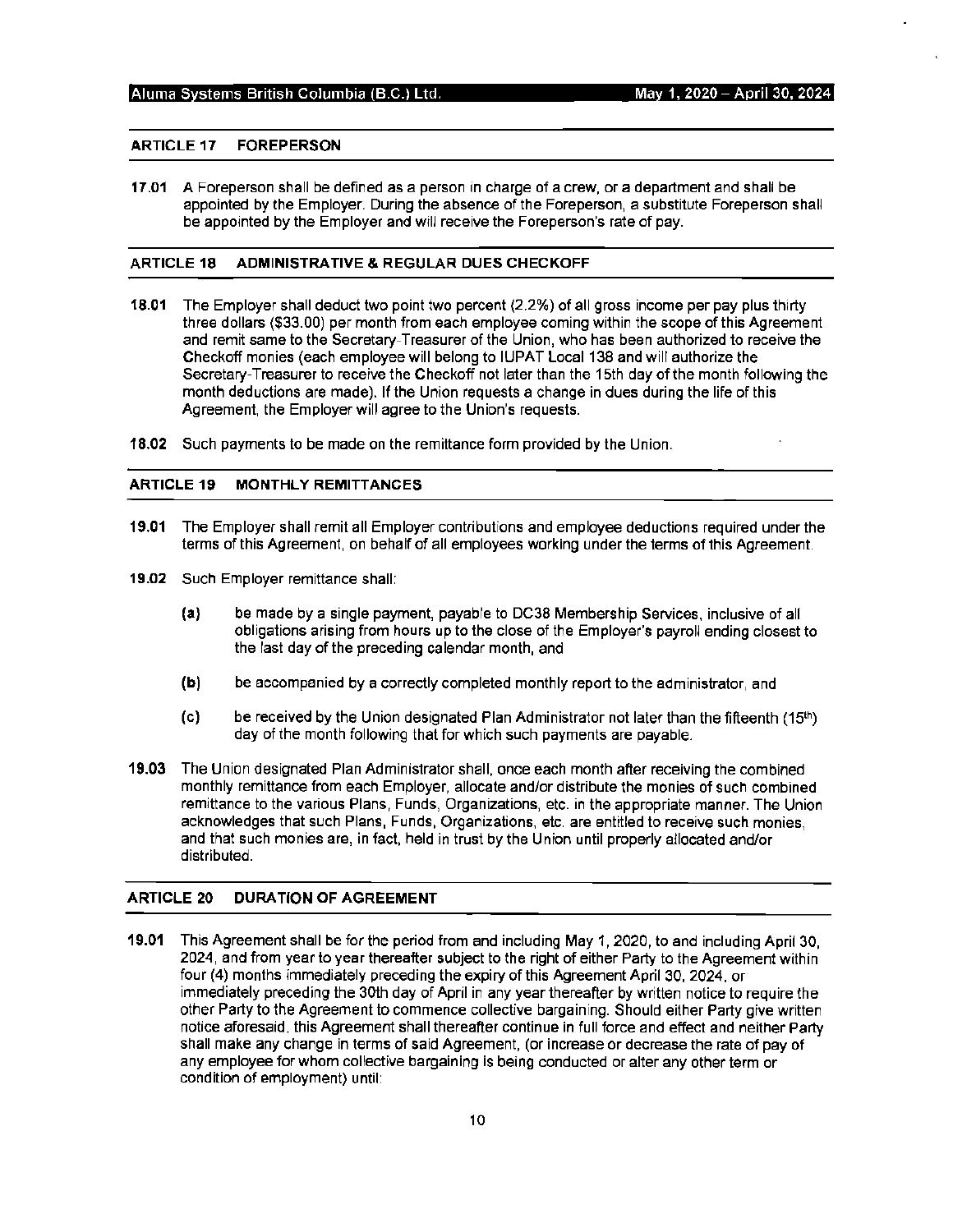## ARTICLE 17 FOREPERSON

**17.01** A Foreperson shall be defined as a person in charge of a crew, or a department and shall be appointed by the Employer. During the absence of the Foreperson, a substitute Foreperson shall be appointed by the Employer and will receive the Foreperson's rate of pay.

## ARTICLE 18 ADMINISTRATIVE & REGULAR DUES CHECKOFF

**18.01** The Employer shall deduct two point two percent (2.2%) of all gross income per pay plus thirty three dollars ($33.00) per month from each employee coming within the scope of this Agreement and remit same to the Secretary-Treasurer of the Union, who has been authorized to receive the Checkoff monies (each employee will belong to IUPAT Local 138 and will authorize the Secretary-Treasurer to receive the Checkoff not later than the 15th day of the month following the month deductions are made). If the Union requests a change in dues during the life of this Agreement, the Employer will agree to the Union's requests.

**18.02** Such payments to be made on the remittance form provided by the Union.

## ARTICLE 19 MONTHLY REMITTANCES

**19.01** The Employer shall remit all Employer contributions and employee deductions required under the terms of this Agreement, on behalf of all employees working under the terms of this Agreement.

**19.02** Such Employer remittance shall:

- **(a)** be made by a single payment, payable to DC38 Membership Services, inclusive of all obligations arising from hours up to the close of the Employer's payroll ending closest to the last day of the preceding calendar month, and
- **(b)** be accompanied by a correctly completed monthly report to the administrator, and
- **(c)** be received by the Union designated Plan Administrator not later than the fifteenth (15th) day of the month following that for which such payments are payable.

**19.03** The Union designated Plan Administrator shall, once each month after receiving the combined monthly remittance from each Employer, allocate and/or distribute the monies of such combined remittance to the various Plans, Funds, Organizations, etc. in the appropriate manner. The Union acknowledges that such Plans, Funds, Organizations, etc. are entitled to receive such monies, and that such monies are, in fact, held in trust by the Union until properly allocated and/or distributed.

## ARTICLE 20 DURATION OF AGREEMENT

**19.01** This Agreement shall be for the period from and including May 1, 2020, to and including April 30, 2024, and from year to year thereafter subject to the right of either Party to the Agreement within four (4) months immediately preceding the expiry of this Agreement April 30, 2024, or immediately preceding the 30th day of April in any year thereafter by written notice to require the other Party to the Agreement to commence collective bargaining. Should either Party give written notice aforesaid, this Agreement shall thereafter continue in full force and effect and neither Party shall make any change in terms of said Agreement, (or increase or decrease the rate of pay of any employee for whom collective bargaining is being conducted or alter any other term or condition of employment) until: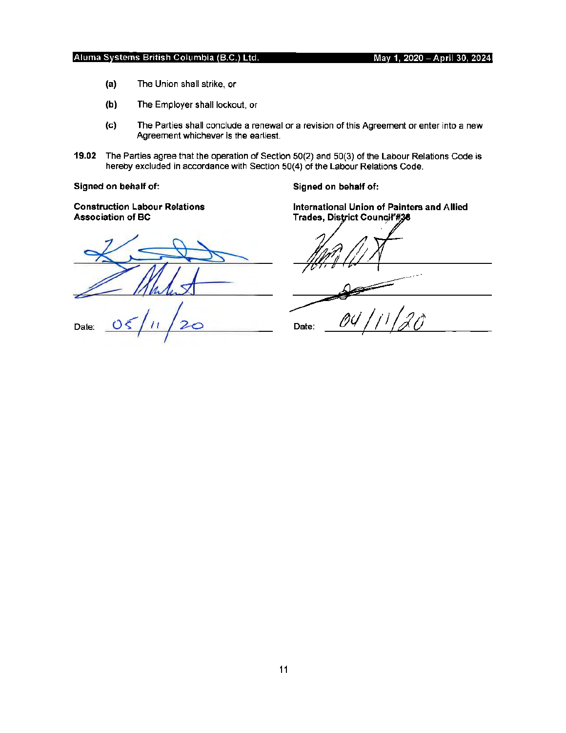**(a)** The Union shall strike, or

**(b)** The Employer shall lockout, or

**(c)** The Parties shall conclude a renewal or a revision of this Agreement or enter into a new Agreement whichever is the earliest.

**19.02** The Parties agree that the operation of Section 50(2) and 50(3) of the Labour Relations Code is hereby excluded in accordance with Section 50(4) of the Labour Relations Code.

**Signed on behalf of:**

**Construction Labour Relations Association of BC**

Date: 05/11/20

**Signed on behalf of:**

**International Union of Painters and Allied Trades, District Council #38**

Date: 04/11/20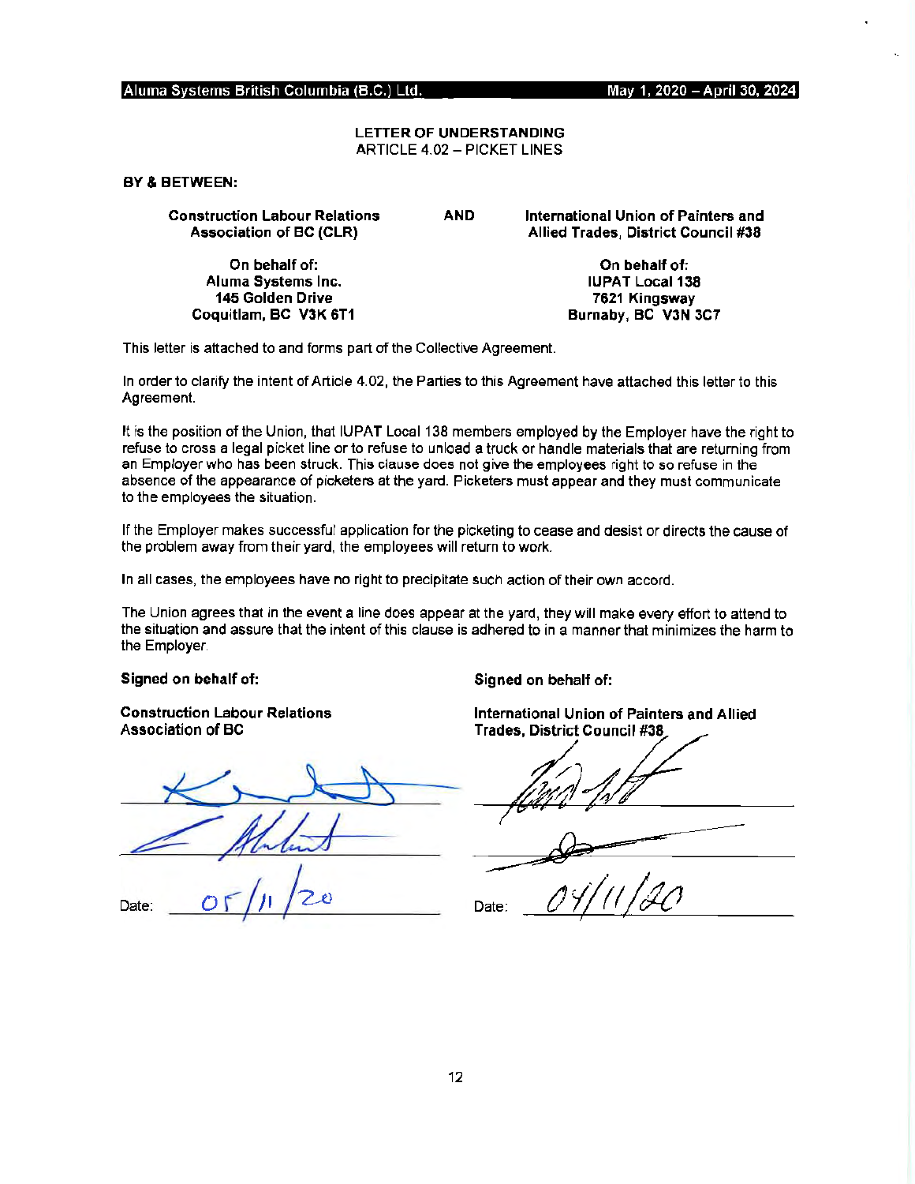## LETTER OF UNDERSTANDING
### ARTICLE 4.02 – PICKET LINES

**BY & BETWEEN:**

| Construction Labour Relations Association of BC (CLR) | AND | International Union of Painters and Allied Trades, District Council #38 |
|---|---|---|
| On behalf of: Aluma Systems Inc. 145 Golden Drive Coquitlam, BC V3K 6T1 | | On behalf of: IUPAT Local 138 7621 Kingsway Burnaby, BC V3N 3C7 |

This letter is attached to and forms part of the Collective Agreement.

In order to clarify the intent of Article 4.02, the Parties to this Agreement have attached this letter to this Agreement.

It is the position of the Union, that IUPAT Local 138 members employed by the Employer have the right to refuse to cross a legal picket line or to refuse to unload a truck or handle materials that are returning from an Employer who has been struck. This clause does not give the employees right to so refuse in the absence of the appearance of picketers at the yard. Picketers must appear and they must communicate to the employees the situation.

If the Employer makes successful application for the picketing to cease and desist or directs the cause of the problem away from their yard, the employees will return to work.

In all cases, the employees have no right to precipitate such action of their own accord.

The Union agrees that in the event a line does appear at the yard, they will make every effort to attend to the situation and assure that the intent of this clause is adhered to in a manner that minimizes the harm to the Employer.

| **Signed on behalf of:** | **Signed on behalf of:** |
|---|---|
| **Construction Labour Relations Association of BC** | **International Union of Painters and Allied Trades, District Council #38** |
| Date: 05/11/20 | Date: 04/11/20 |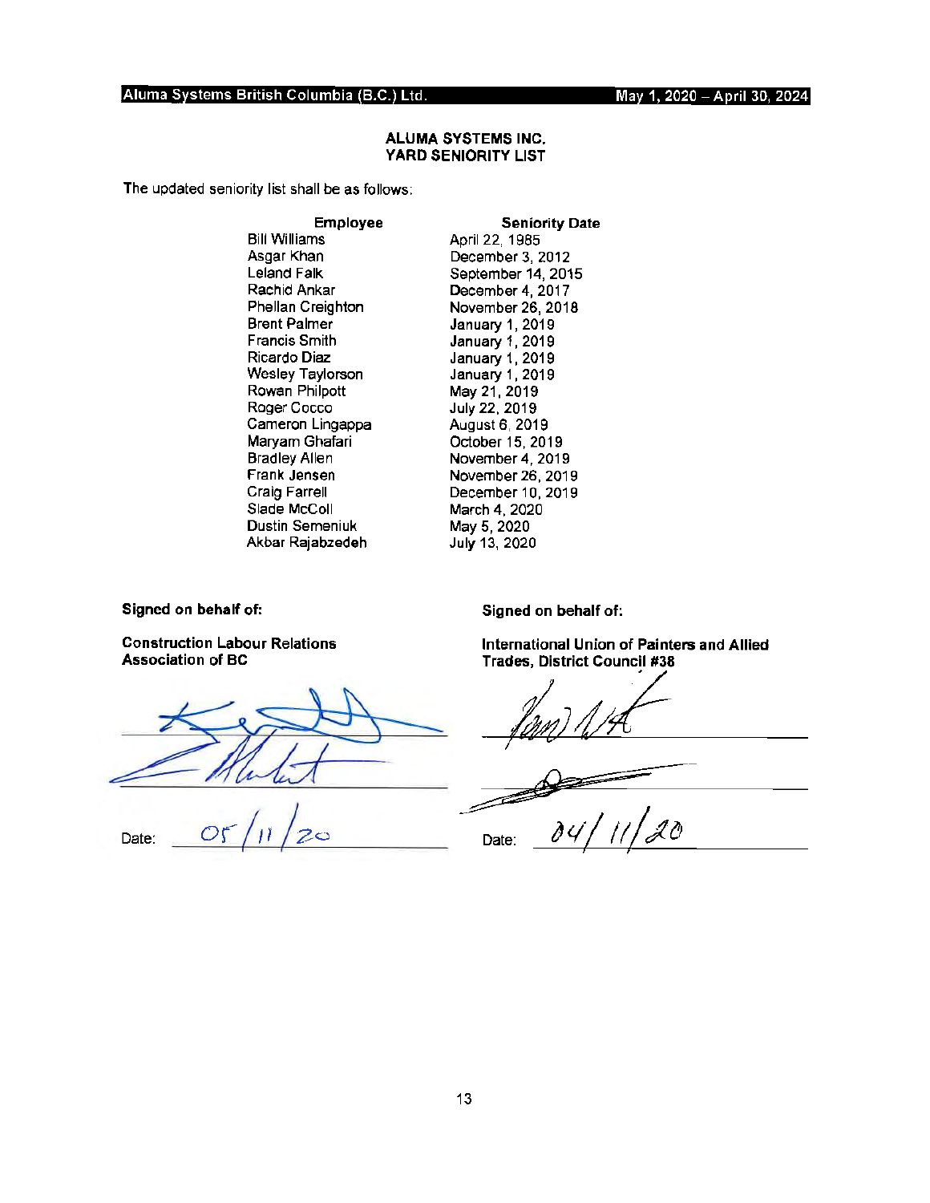## ALUMA SYSTEMS INC.
## YARD SENIORITY LIST

The updated seniority list shall be as follows:

| Employee | Seniority Date |
|---|---|
| Bill Williams | April 22, 1985 |
| Asgar Khan | December 3, 2012 |
| Leland Falk | September 14, 2015 |
| Rachid Ankar | December 4, 2017 |
| Phellan Creighton | November 26, 2018 |
| Brent Palmer | January 1, 2019 |
| Francis Smith | January 1, 2019 |
| Ricardo Diaz | January 1, 2019 |
| Wesley Taylorson | January 1, 2019 |
| Rowan Philpott | May 21, 2019 |
| Roger Cocco | July 22, 2019 |
| Cameron Lingappa | August 6, 2019 |
| Maryam Ghafari | October 15, 2019 |
| Bradley Allen | November 4, 2019 |
| Frank Jensen | November 26, 2019 |
| Craig Farrell | December 10, 2019 |
| Slade McColl | March 4, 2020 |
| Dustin Semeniuk | May 5, 2020 |
| Akbar Rajabzedeh | July 13, 2020 |

**Signed on behalf of:**

**Construction Labour Relations Association of BC**

Date: 05/11/20

**Signed on behalf of:**

**International Union of Painters and Allied Trades, District Council #38**

Date: 04/11/20